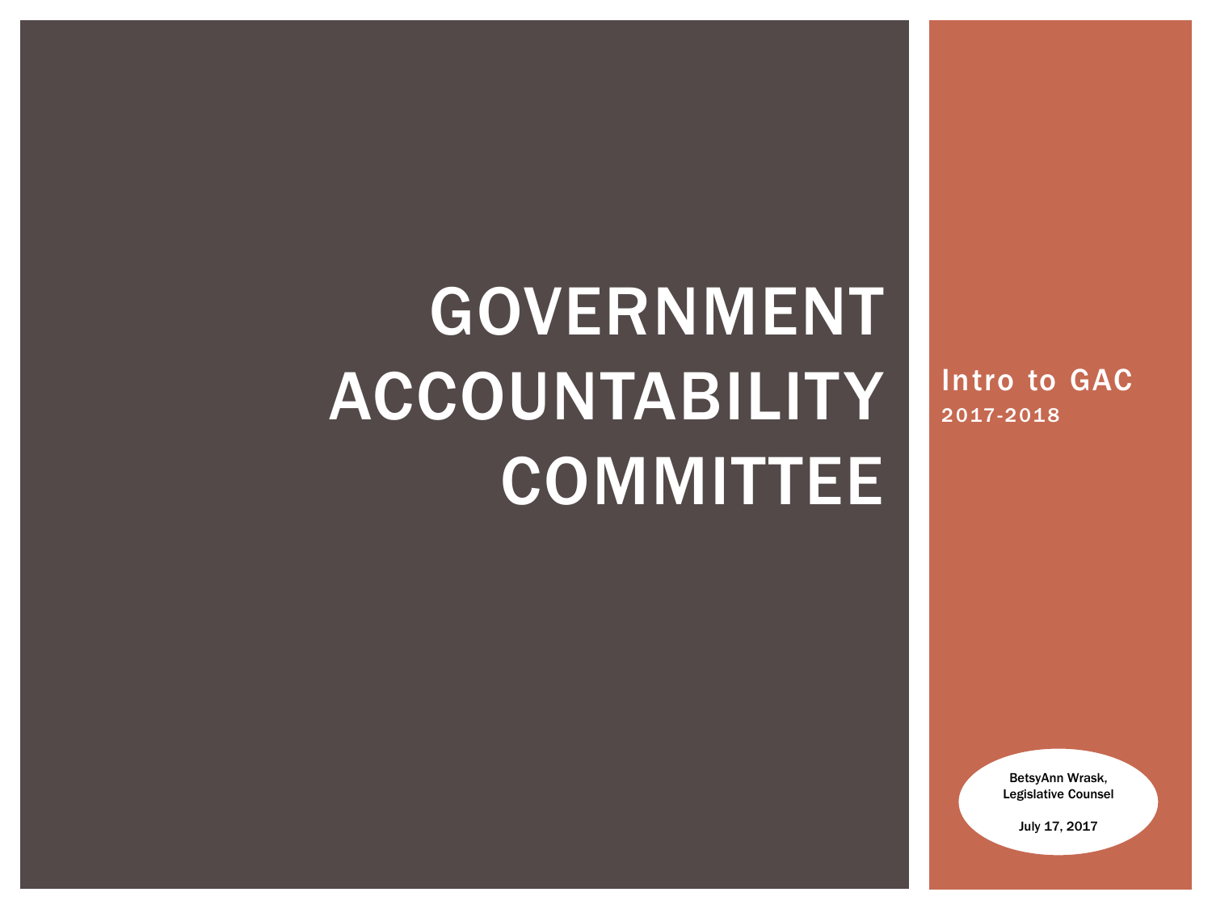# GOVERNMENT ACCOUNTABILITY COMMITTEE

## Intro to GAC

2017-2018

BetsyAnn Wrask,
Legislative Counsel

July 17, 2017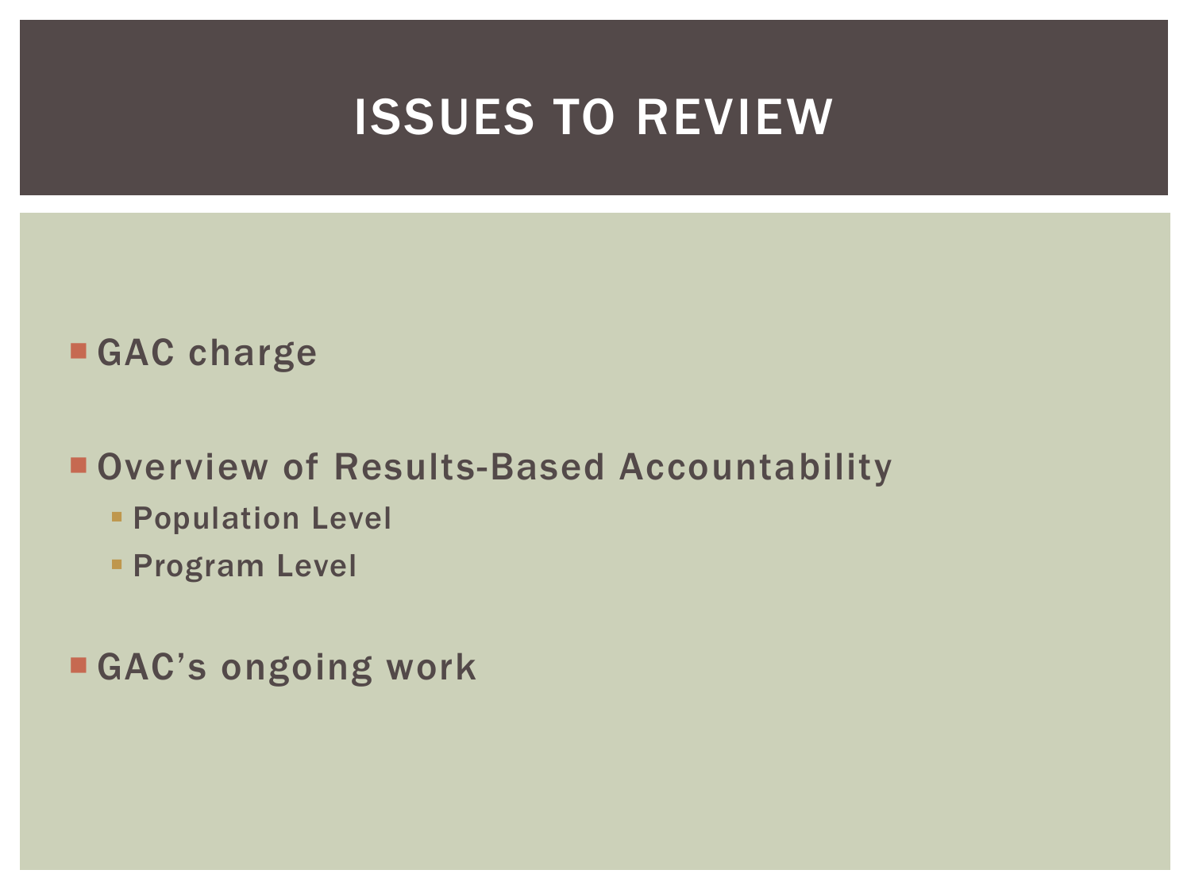# ISSUES TO REVIEW

- GAC charge
- Overview of Results-Based Accountability
  - Population Level
  - Program Level
- GAC's ongoing work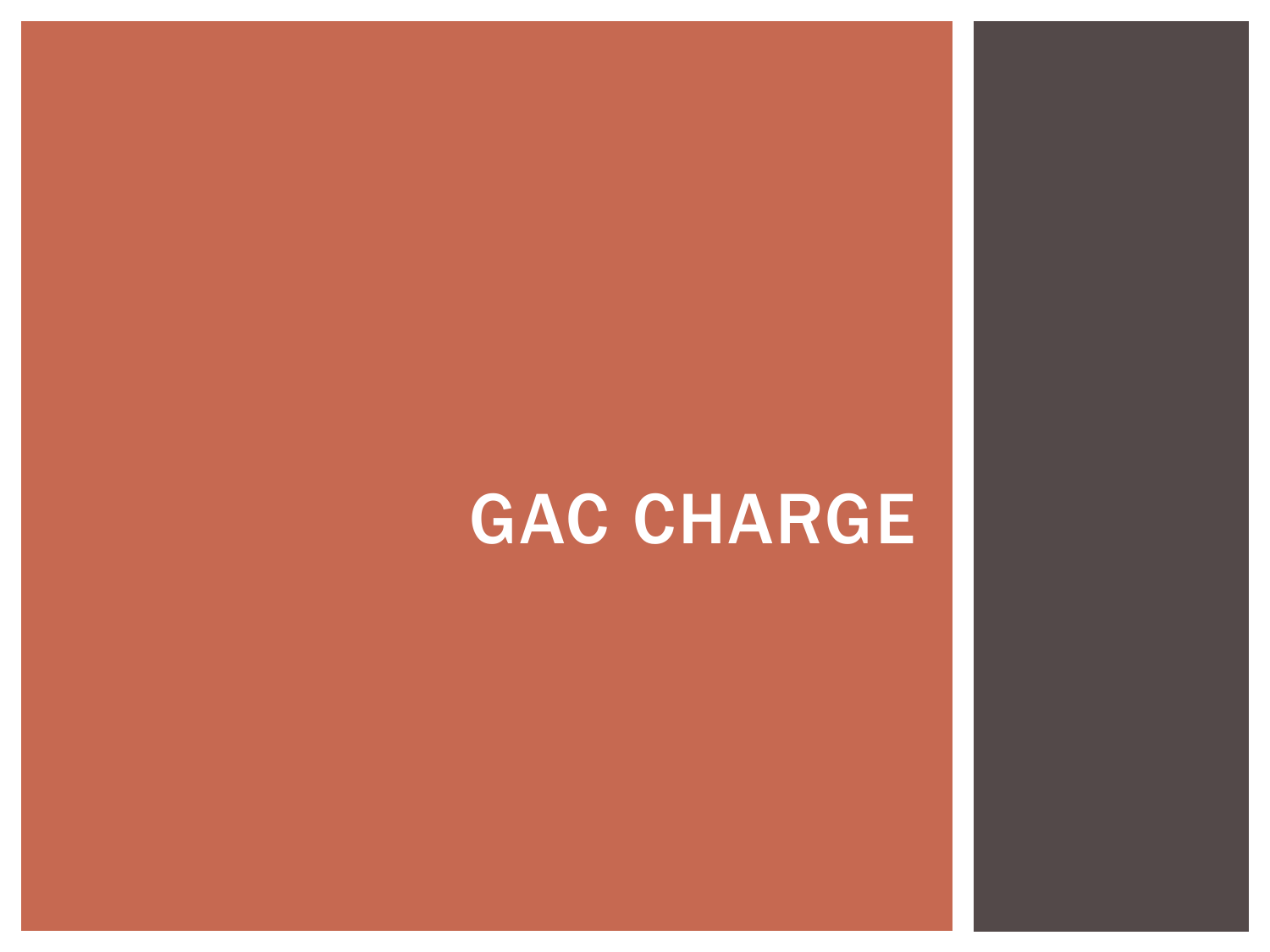# GAC CHARGE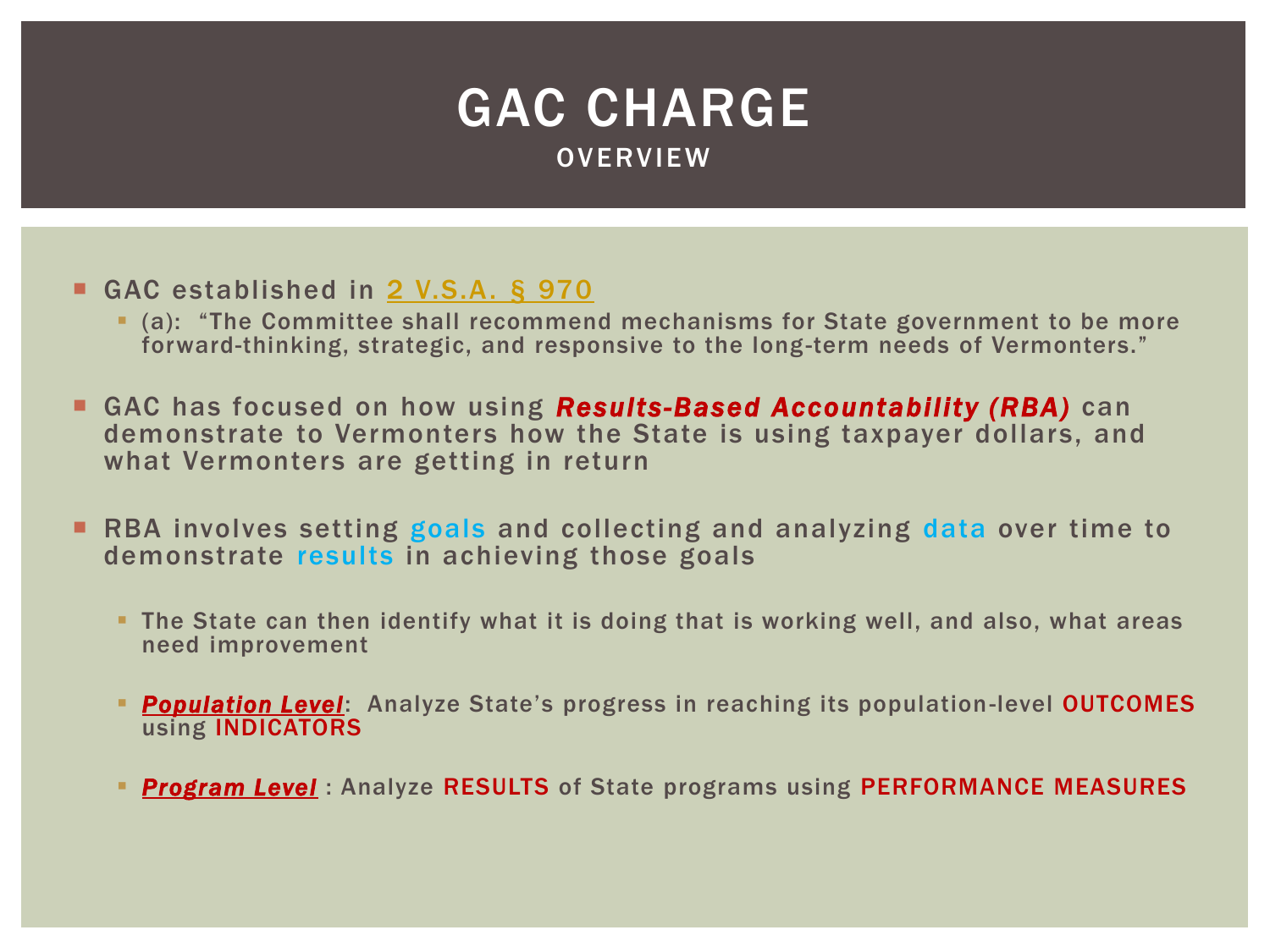# GAC CHARGE

## OVERVIEW

- GAC established in 2 V.S.A. § 970
  - (a): "The Committee shall recommend mechanisms for State government to be more forward-thinking, strategic, and responsive to the long-term needs of Vermonters."
- GAC has focused on how using ***Results-Based Accountability (RBA)*** can demonstrate to Vermonters how the State is using taxpayer dollars, and what Vermonters are getting in return
- RBA involves setting goals and collecting and analyzing data over time to demonstrate results in achieving those goals
  - The State can then identify what it is doing that is working well, and also, what areas need improvement
  - ***Population Level***: Analyze State's progress in reaching its population-level OUTCOMES using INDICATORS
  - ***Program Level*** : Analyze RESULTS of State programs using PERFORMANCE MEASURES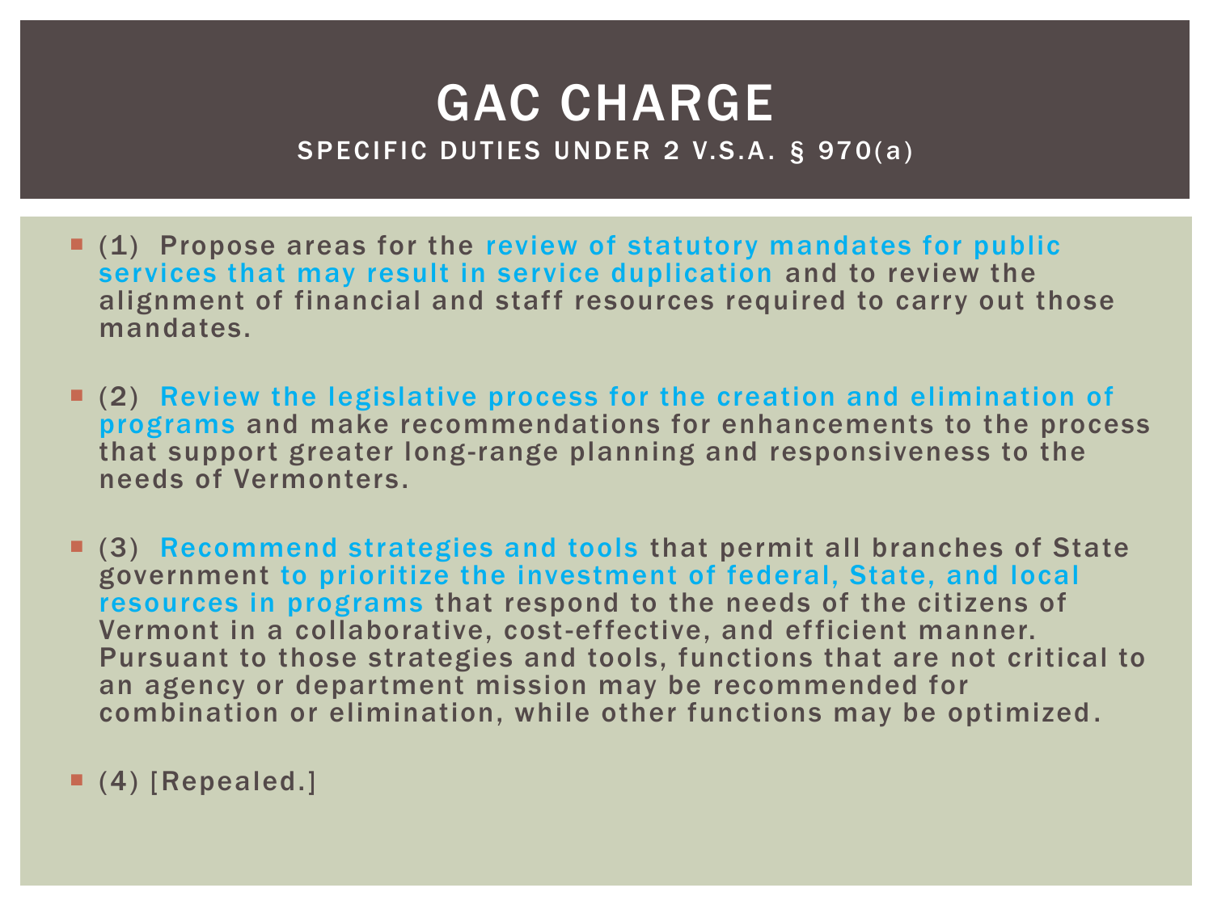# GAC CHARGE

## SPECIFIC DUTIES UNDER 2 V.S.A. § 970(a)

- (1) Propose areas for the review of statutory mandates for public services that may result in service duplication and to review the alignment of financial and staff resources required to carry out those mandates.

- (2) Review the legislative process for the creation and elimination of programs and make recommendations for enhancements to the process that support greater long-range planning and responsiveness to the needs of Vermonters.

- (3) Recommend strategies and tools that permit all branches of State government to prioritize the investment of federal, State, and local resources in programs that respond to the needs of the citizens of Vermont in a collaborative, cost-effective, and efficient manner. Pursuant to those strategies and tools, functions that are not critical to an agency or department mission may be recommended for combination or elimination, while other functions may be optimized.

- (4) [Repealed.]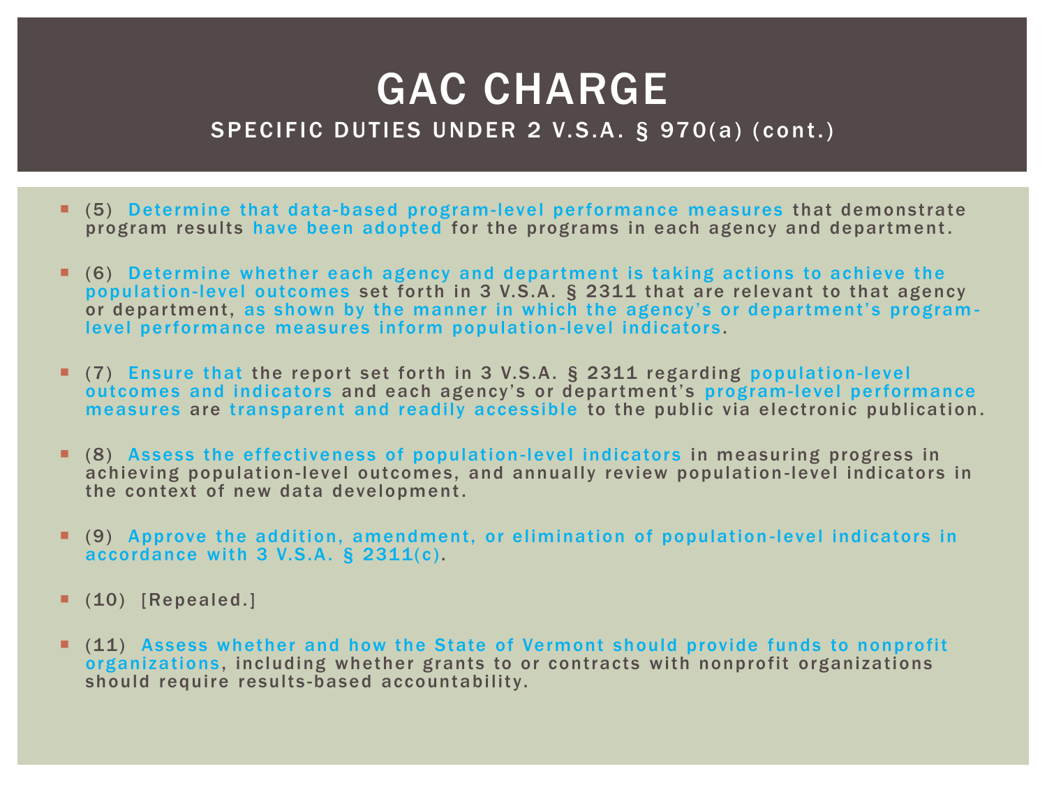# GAC CHARGE

## SPECIFIC DUTIES UNDER 2 V.S.A. § 970(a) (cont.)

- (5) Determine that data-based program-level performance measures that demonstrate program results have been adopted for the programs in each agency and department.
- (6) Determine whether each agency and department is taking actions to achieve the population-level outcomes set forth in 3 V.S.A. § 2311 that are relevant to that agency or department, as shown by the manner in which the agency's or department's program-level performance measures inform population-level indicators.
- (7) Ensure that the report set forth in 3 V.S.A. § 2311 regarding population-level outcomes and indicators and each agency's or department's program-level performance measures are transparent and readily accessible to the public via electronic publication.
- (8) Assess the effectiveness of population-level indicators in measuring progress in achieving population-level outcomes, and annually review population-level indicators in the context of new data development.
- (9) Approve the addition, amendment, or elimination of population-level indicators in accordance with 3 V.S.A. § 2311(c).
- (10) [Repealed.]
- (11) Assess whether and how the State of Vermont should provide funds to nonprofit organizations, including whether grants to or contracts with nonprofit organizations should require results-based accountability.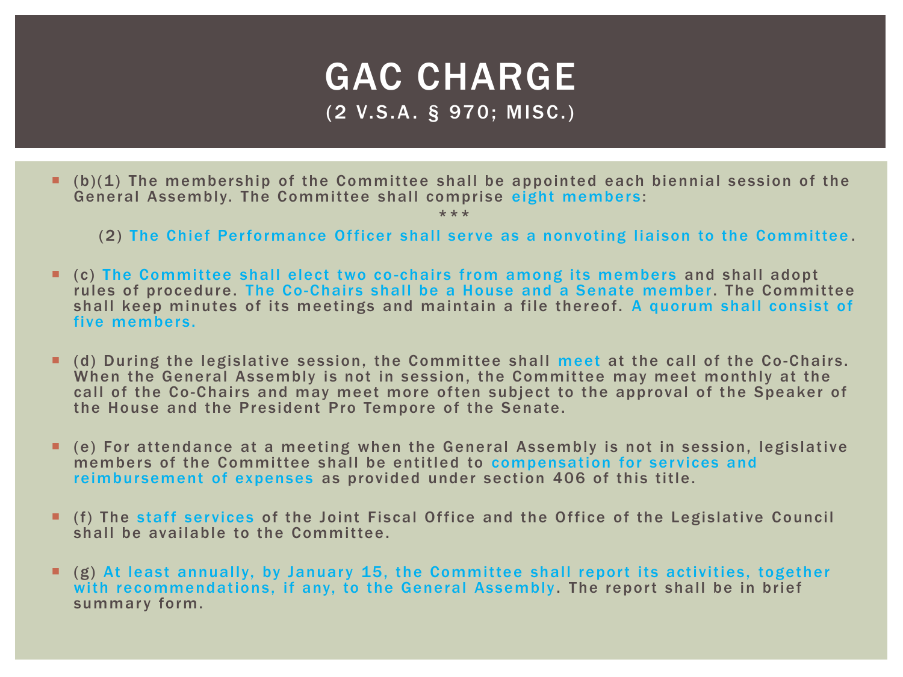# GAC CHARGE
## (2 V.S.A. § 970; MISC.)

- (b)(1) The membership of the Committee shall be appointed each biennial session of the General Assembly. The Committee shall comprise eight members:

  ***

  (2) The Chief Performance Officer shall serve as a nonvoting liaison to the Committee.

- (c) The Committee shall elect two co-chairs from among its members and shall adopt rules of procedure. The Co-Chairs shall be a House and a Senate member. The Committee shall keep minutes of its meetings and maintain a file thereof. A quorum shall consist of five members.

- (d) During the legislative session, the Committee shall meet at the call of the Co-Chairs. When the General Assembly is not in session, the Committee may meet monthly at the call of the Co-Chairs and may meet more often subject to the approval of the Speaker of the House and the President Pro Tempore of the Senate.

- (e) For attendance at a meeting when the General Assembly is not in session, legislative members of the Committee shall be entitled to compensation for services and reimbursement of expenses as provided under section 406 of this title.

- (f) The staff services of the Joint Fiscal Office and the Office of the Legislative Council shall be available to the Committee.

- (g) At least annually, by January 15, the Committee shall report its activities, together with recommendations, if any, to the General Assembly. The report shall be in brief summary form.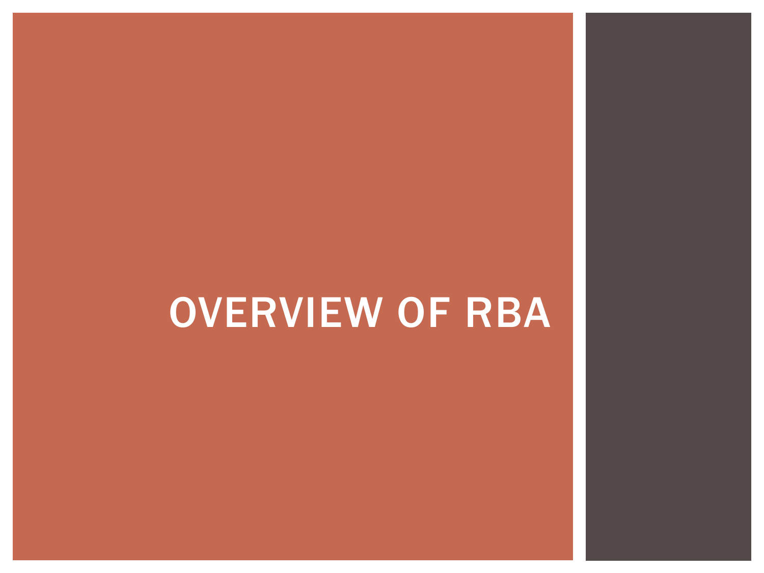# OVERVIEW OF RBA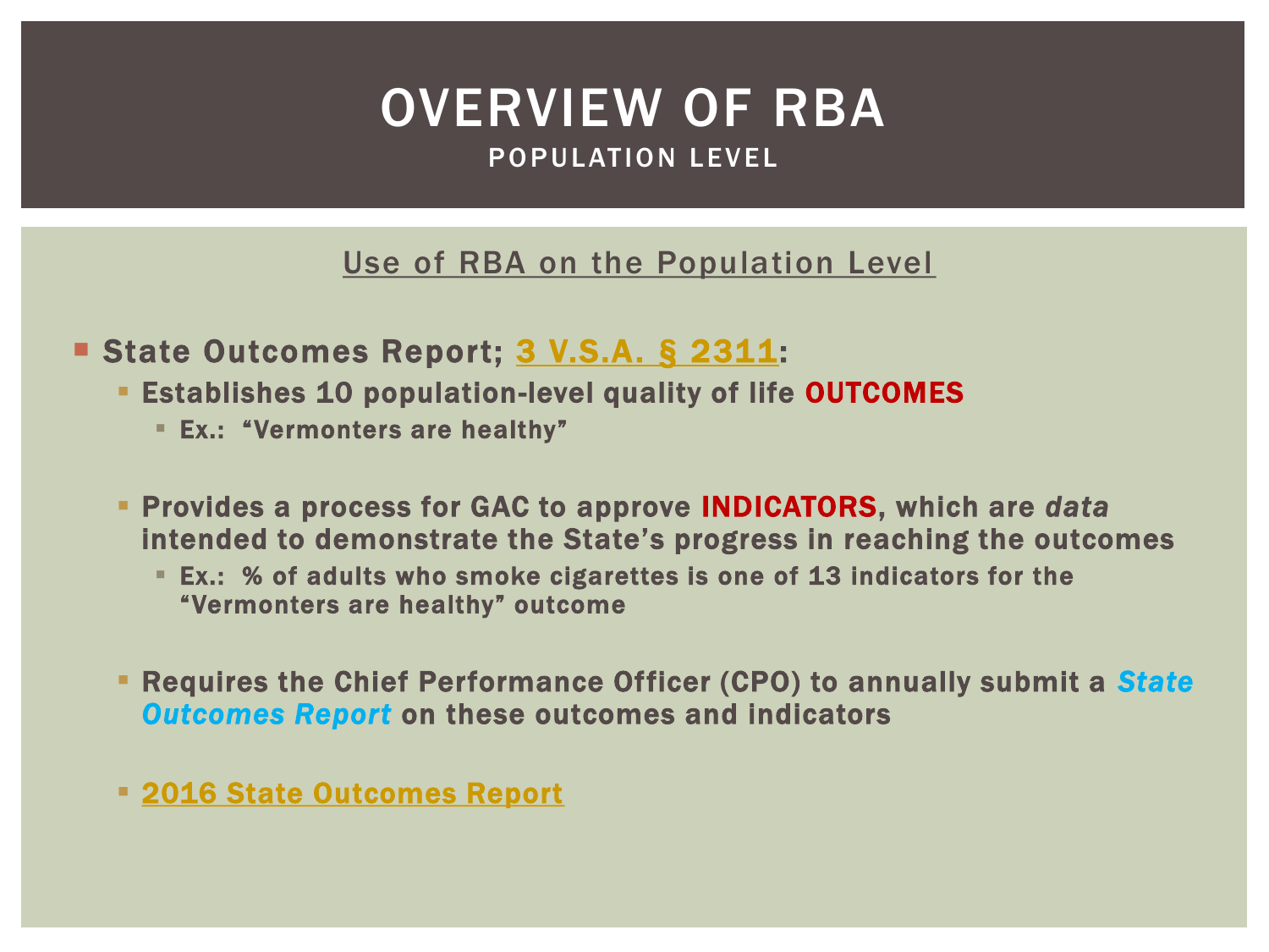# OVERVIEW OF RBA

## POPULATION LEVEL

### Use of RBA on the Population Level

- **State Outcomes Report; 3 V.S.A. § 2311:**
  - **Establishes 10 population-level quality of life OUTCOMES**
    - **Ex.: "Vermonters are healthy"**
  - **Provides a process for GAC to approve INDICATORS, which are *data* intended to demonstrate the State's progress in reaching the outcomes**
    - **Ex.: % of adults who smoke cigarettes is one of 13 indicators for the "Vermonters are healthy" outcome**
  - **Requires the Chief Performance Officer (CPO) to annually submit a *State Outcomes Report* on these outcomes and indicators**
  - **2016 State Outcomes Report**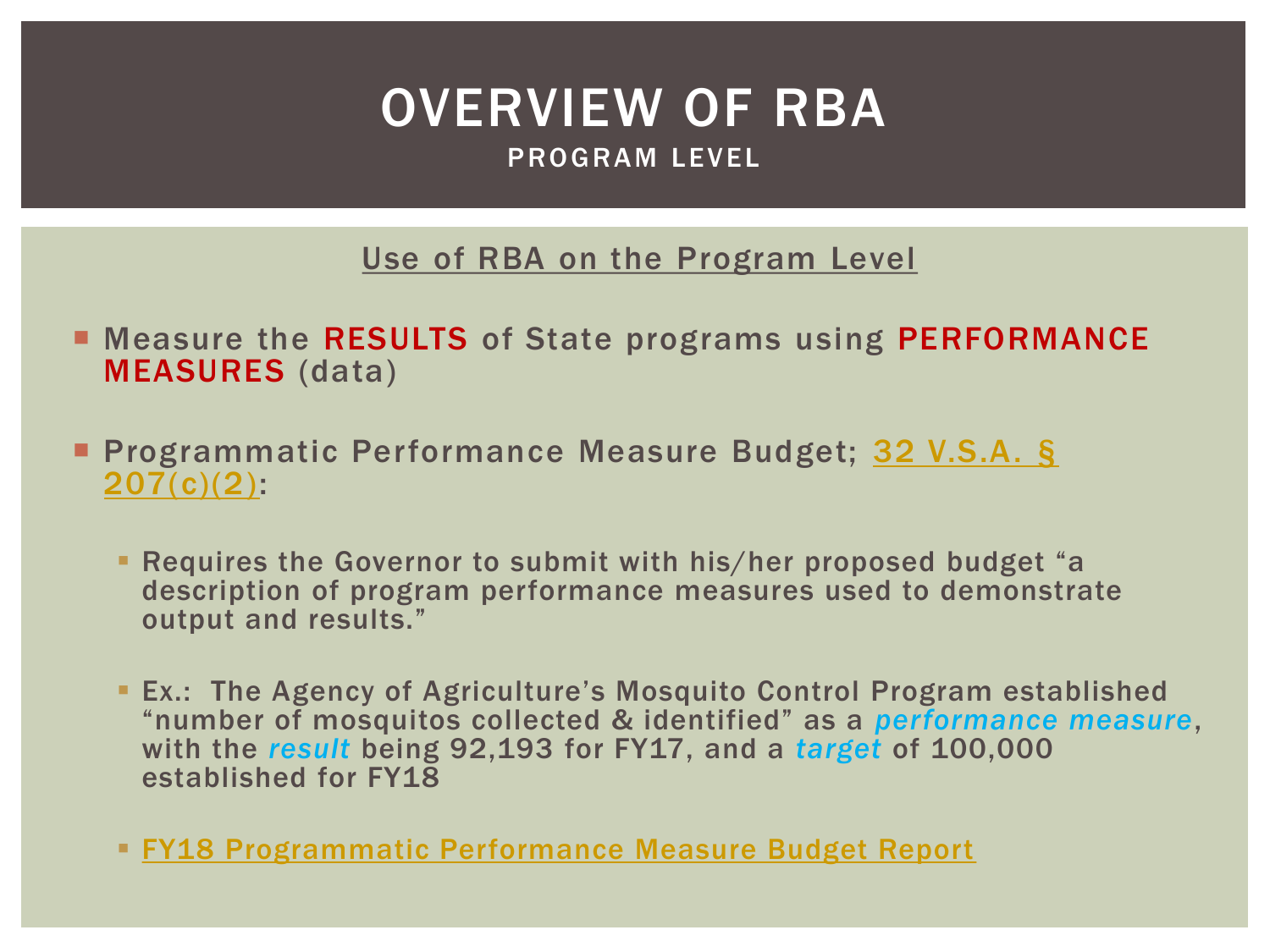# OVERVIEW OF RBA

## PROGRAM LEVEL

Use of RBA on the Program Level

- Measure the **RESULTS** of State programs using **PERFORMANCE MEASURES** (data)
- Programmatic Performance Measure Budget; 32 V.S.A. § 207(c)(2):
  - Requires the Governor to submit with his/her proposed budget "a description of program performance measures used to demonstrate output and results."
  - Ex.: The Agency of Agriculture's Mosquito Control Program established "number of mosquitos collected & identified" as a *performance measure*, with the *result* being 92,193 for FY17, and a *target* of 100,000 established for FY18
  - FY18 Programmatic Performance Measure Budget Report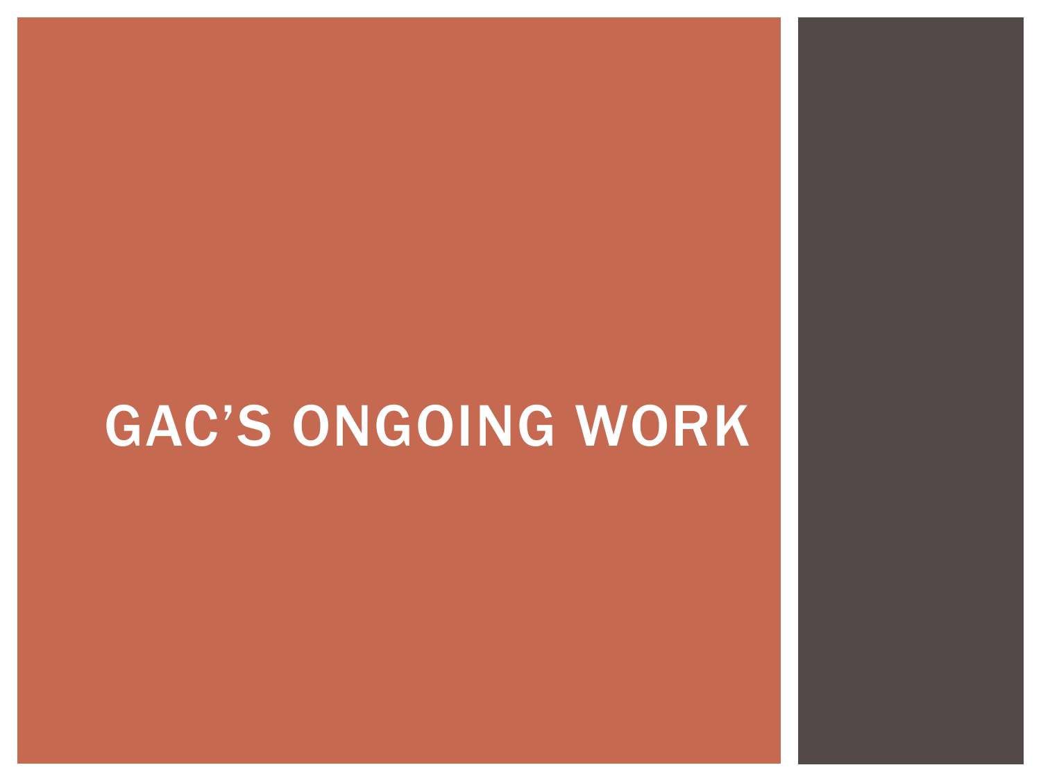# GAC'S ONGOING WORK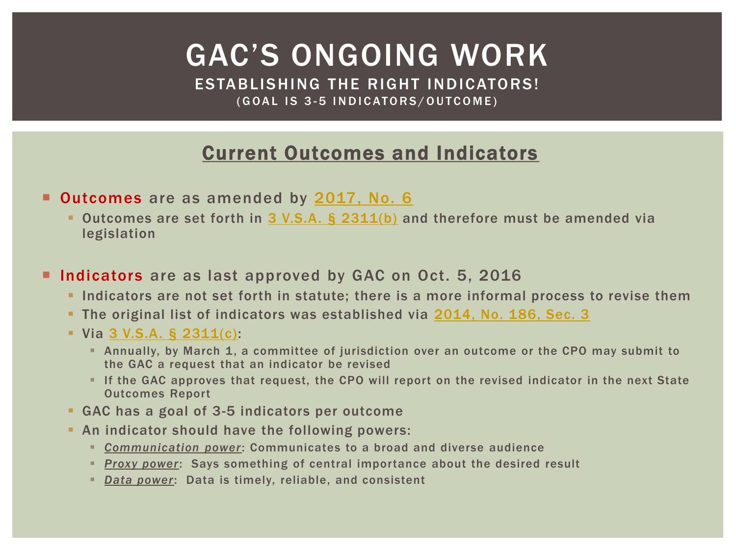# GAC'S ONGOING WORK

## ESTABLISHING THE RIGHT INDICATORS!

(GOAL IS 3-5 INDICATORS/OUTCOME)

## Current Outcomes and Indicators

- **Outcomes** are as amended by 2017, No. 6
  - Outcomes are set forth in 3 V.S.A. § 2311(b) and therefore must be amended via legislation

- **Indicators** are as last approved by GAC on Oct. 5, 2016
  - Indicators are not set forth in statute; there is a more informal process to revise them
  - The original list of indicators was established via 2014, No. 186, Sec. 3
  - Via 3 V.S.A. § 2311(c):
    - Annually, by March 1, a committee of jurisdiction over an outcome or the CPO may submit to the GAC a request that an indicator be revised
    - If the GAC approves that request, the CPO will report on the revised indicator in the next State Outcomes Report
  - GAC has a goal of 3-5 indicators per outcome
  - An indicator should have the following powers:
    - *Communication power*: Communicates to a broad and diverse audience
    - *Proxy power*: Says something of central importance about the desired result
    - *Data power*: Data is timely, reliable, and consistent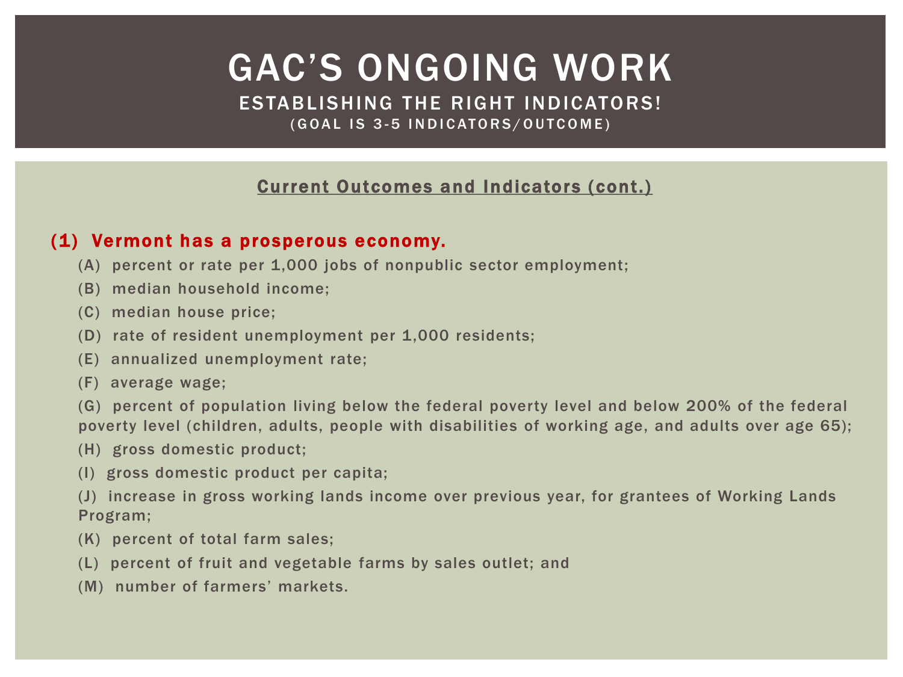# GAC's Ongoing Work

## Establishing the Right Indicators!

### (Goal is 3-5 indicators/outcome)

**Current Outcomes and Indicators (cont.)**

**(1) Vermont has a prosperous economy.**

(A) percent or rate per 1,000 jobs of nonpublic sector employment;

(B) median household income;

(C) median house price;

(D) rate of resident unemployment per 1,000 residents;

(E) annualized unemployment rate;

(F) average wage;

(G) percent of population living below the federal poverty level and below 200% of the federal poverty level (children, adults, people with disabilities of working age, and adults over age 65);

(H) gross domestic product;

(I) gross domestic product per capita;

(J) increase in gross working lands income over previous year, for grantees of Working Lands Program;

(K) percent of total farm sales;

(L) percent of fruit and vegetable farms by sales outlet; and

(M) number of farmers' markets.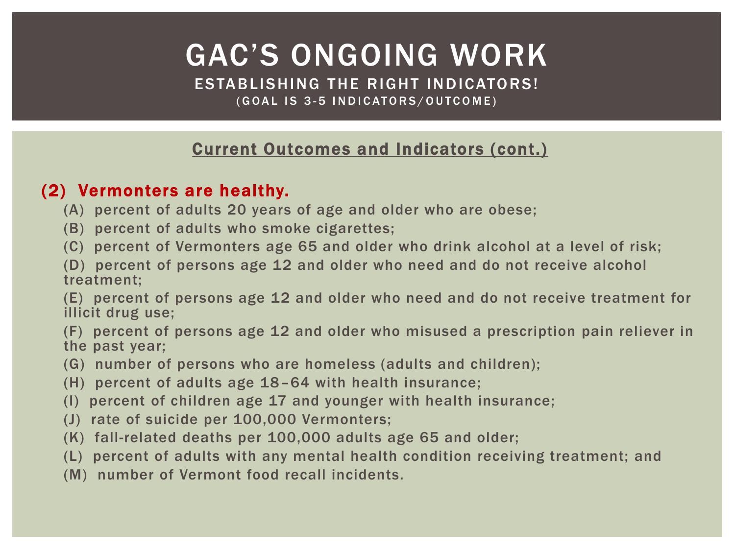# GAC'S ONGOING WORK

## ESTABLISHING THE RIGHT INDICATORS!

(GOAL IS 3-5 INDICATORS/OUTCOME)

### Current Outcomes and Indicators (cont.)

**(2) Vermonters are healthy.**

(A) percent of adults 20 years of age and older who are obese;

(B) percent of adults who smoke cigarettes;

(C) percent of Vermonters age 65 and older who drink alcohol at a level of risk;

(D) percent of persons age 12 and older who need and do not receive alcohol treatment;

(E) percent of persons age 12 and older who need and do not receive treatment for illicit drug use;

(F) percent of persons age 12 and older who misused a prescription pain reliever in the past year;

(G) number of persons who are homeless (adults and children);

(H) percent of adults age 18–64 with health insurance;

(I) percent of children age 17 and younger with health insurance;

(J) rate of suicide per 100,000 Vermonters;

(K) fall-related deaths per 100,000 adults age 65 and older;

(L) percent of adults with any mental health condition receiving treatment; and

(M) number of Vermont food recall incidents.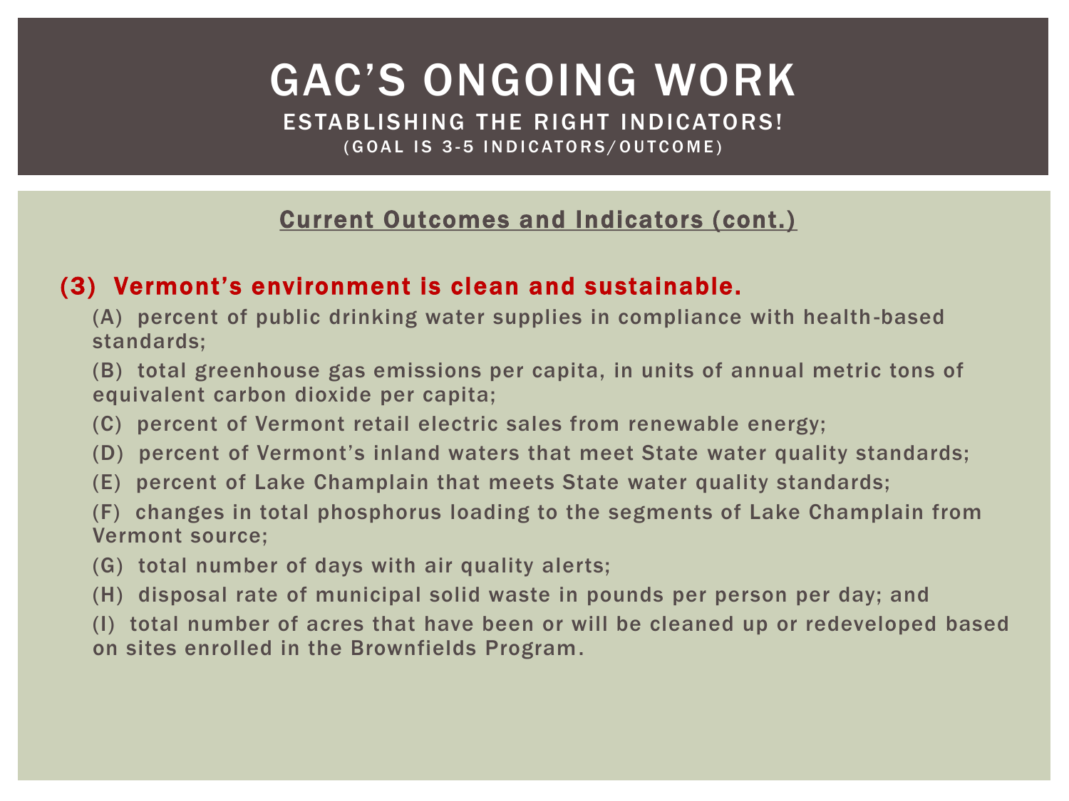# GAC'S ONGOING WORK

## ESTABLISHING THE RIGHT INDICATORS!

(GOAL IS 3-5 INDICATORS/OUTCOME)

### Current Outcomes and Indicators (cont.)

**(3) Vermont's environment is clean and sustainable.**

(A) percent of public drinking water supplies in compliance with health-based standards;

(B) total greenhouse gas emissions per capita, in units of annual metric tons of equivalent carbon dioxide per capita;

(C) percent of Vermont retail electric sales from renewable energy;

(D) percent of Vermont's inland waters that meet State water quality standards;

(E) percent of Lake Champlain that meets State water quality standards;

(F) changes in total phosphorus loading to the segments of Lake Champlain from Vermont source;

(G) total number of days with air quality alerts;

(H) disposal rate of municipal solid waste in pounds per person per day; and

(I) total number of acres that have been or will be cleaned up or redeveloped based on sites enrolled in the Brownfields Program.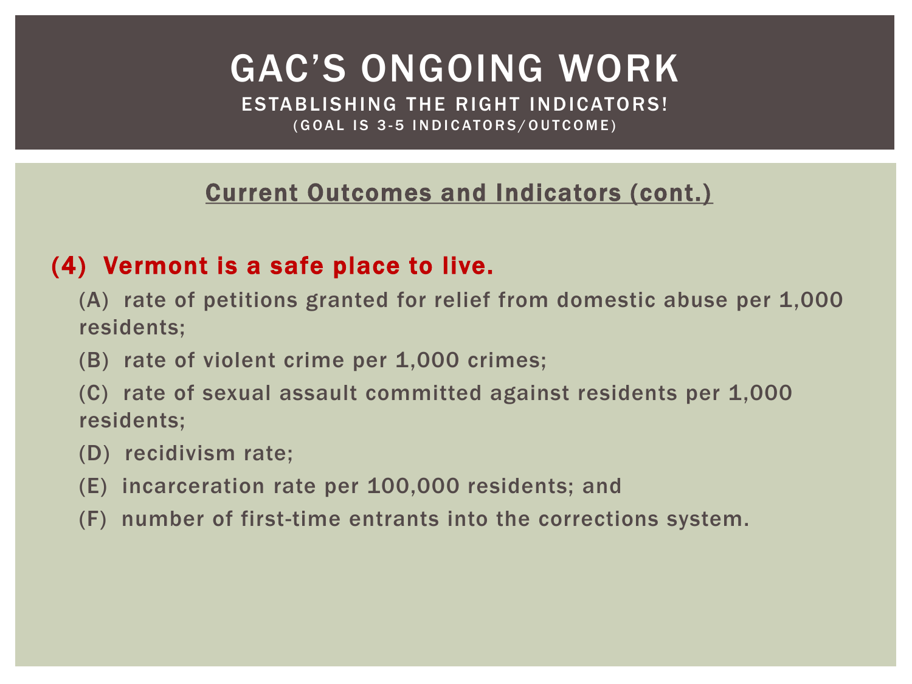# GAC'S ONGOING WORK

## ESTABLISHING THE RIGHT INDICATORS!

(GOAL IS 3-5 INDICATORS/OUTCOME)

### Current Outcomes and Indicators (cont.)

**(4) Vermont is a safe place to live.**

(A) rate of petitions granted for relief from domestic abuse per 1,000 residents;

(B) rate of violent crime per 1,000 crimes;

(C) rate of sexual assault committed against residents per 1,000 residents;

(D) recidivism rate;

(E) incarceration rate per 100,000 residents; and

(F) number of first-time entrants into the corrections system.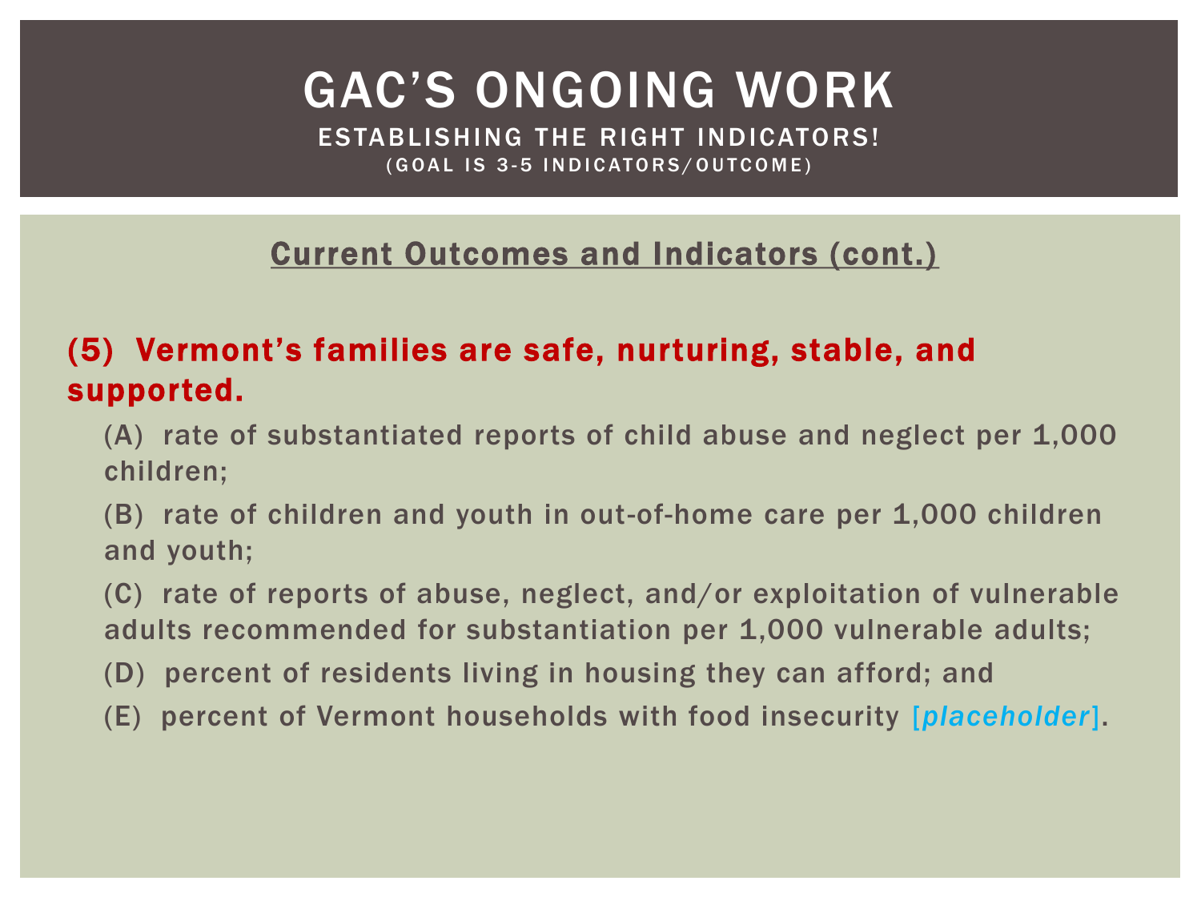# GAC'S ONGOING WORK

## ESTABLISHING THE RIGHT INDICATORS!

(GOAL IS 3-5 INDICATORS/OUTCOME)

### Current Outcomes and Indicators (cont.)

**(5) Vermont's families are safe, nurturing, stable, and supported.**

(A) rate of substantiated reports of child abuse and neglect per 1,000 children;

(B) rate of children and youth in out-of-home care per 1,000 children and youth;

(C) rate of reports of abuse, neglect, and/or exploitation of vulnerable adults recommended for substantiation per 1,000 vulnerable adults;

(D) percent of residents living in housing they can afford; and

(E) percent of Vermont households with food insecurity [*placeholder*].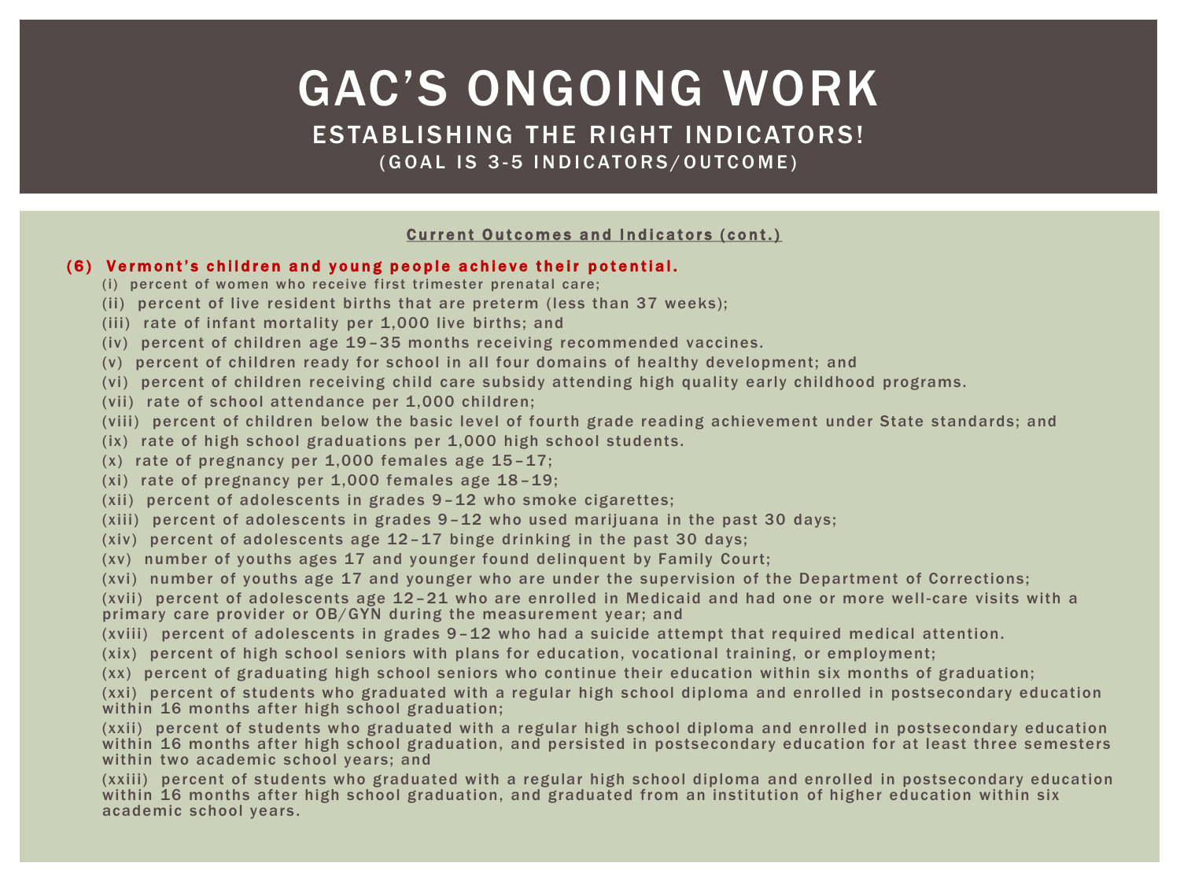# GAC'S ONGOING WORK

## ESTABLISHING THE RIGHT INDICATORS!

### (GOAL IS 3-5 INDICATORS/OUTCOME)

Current Outcomes and Indicators (cont.)

**(6) Vermont's children and young people achieve their potential.**

(i) percent of women who receive first trimester prenatal care;

(ii) percent of live resident births that are preterm (less than 37 weeks);

(iii) rate of infant mortality per 1,000 live births; and

(iv) percent of children age 19–35 months receiving recommended vaccines.

(v) percent of children ready for school in all four domains of healthy development; and

(vi) percent of children receiving child care subsidy attending high quality early childhood programs.

(vii) rate of school attendance per 1,000 children;

(viii) percent of children below the basic level of fourth grade reading achievement under State standards; and

(ix) rate of high school graduations per 1,000 high school students.

(x) rate of pregnancy per 1,000 females age 15–17;

(xi) rate of pregnancy per 1,000 females age 18–19;

(xii) percent of adolescents in grades 9–12 who smoke cigarettes;

(xiii) percent of adolescents in grades 9–12 who used marijuana in the past 30 days;

(xiv) percent of adolescents age 12–17 binge drinking in the past 30 days;

(xv) number of youths ages 17 and younger found delinquent by Family Court;

(xvi) number of youths age 17 and younger who are under the supervision of the Department of Corrections;

(xvii) percent of adolescents age 12–21 who are enrolled in Medicaid and had one or more well-care visits with a primary care provider or OB/GYN during the measurement year; and

(xviii) percent of adolescents in grades 9–12 who had a suicide attempt that required medical attention.

(xix) percent of high school seniors with plans for education, vocational training, or employment;

(xx) percent of graduating high school seniors who continue their education within six months of graduation;

(xxi) percent of students who graduated with a regular high school diploma and enrolled in postsecondary education within 16 months after high school graduation;

(xxii) percent of students who graduated with a regular high school diploma and enrolled in postsecondary education within 16 months after high school graduation, and persisted in postsecondary education for at least three semesters within two academic school years; and

(xxiii) percent of students who graduated with a regular high school diploma and enrolled in postsecondary education within 16 months after high school graduation, and graduated from an institution of higher education within six academic school years.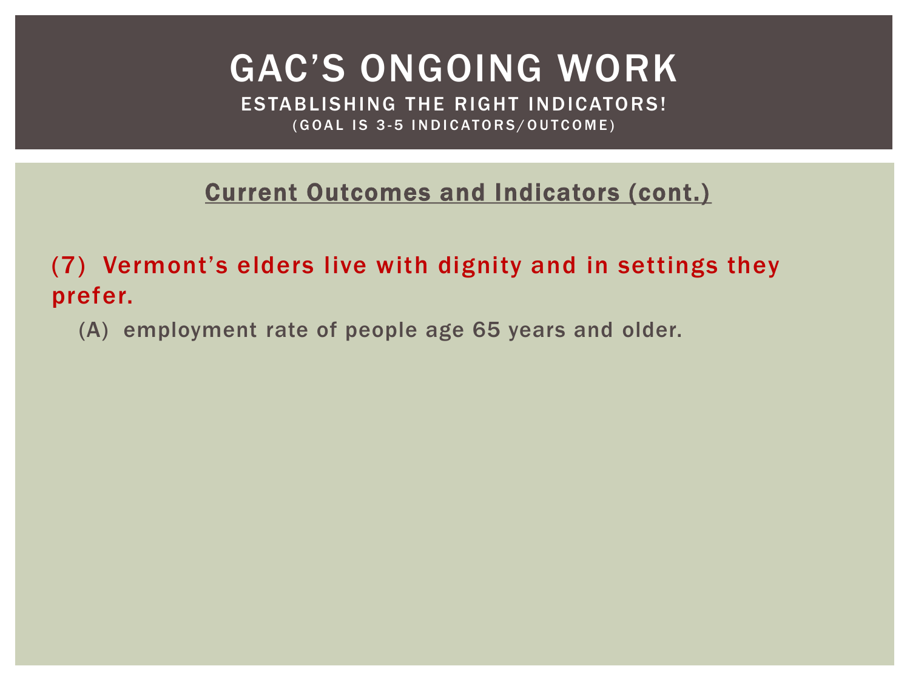# GAC'S ONGOING WORK

## ESTABLISHING THE RIGHT INDICATORS!

(GOAL IS 3-5 INDICATORS/OUTCOME)

**Current Outcomes and Indicators (cont.)**

**(7) Vermont's elders live with dignity and in settings they prefer.**

(A) employment rate of people age 65 years and older.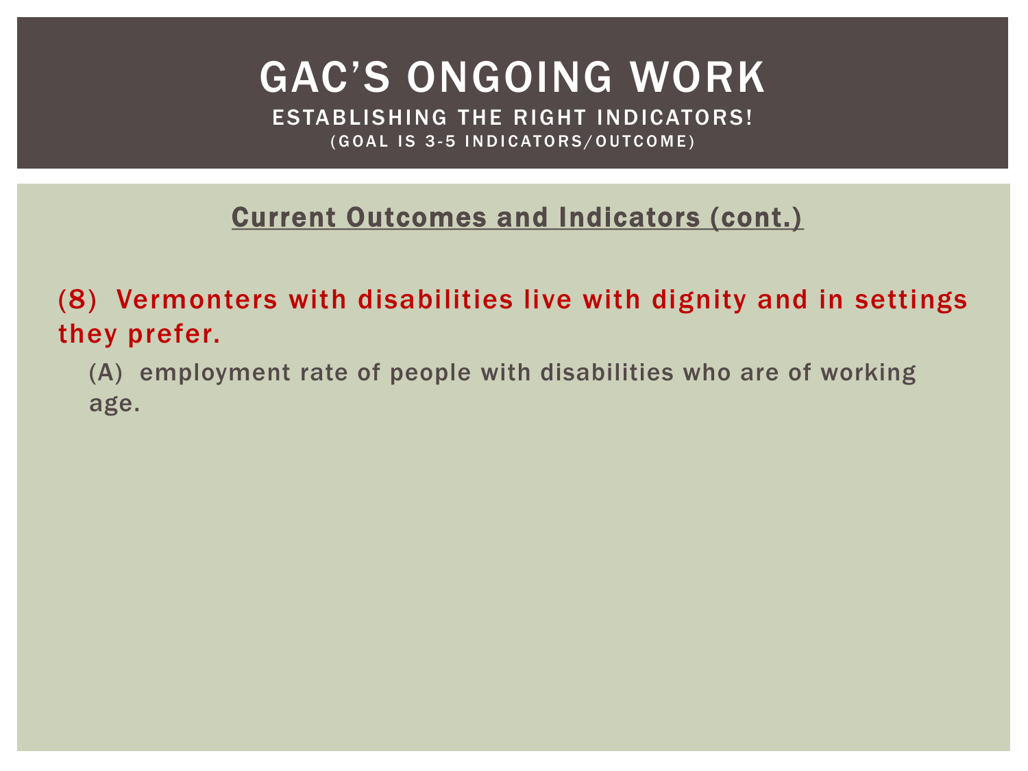# GAC'S ONGOING WORK

## ESTABLISHING THE RIGHT INDICATORS!

(GOAL IS 3-5 INDICATORS/OUTCOME)

**Current Outcomes and Indicators (cont.)**

**(8) Vermonters with disabilities live with dignity and in settings they prefer.**

(A) employment rate of people with disabilities who are of working age.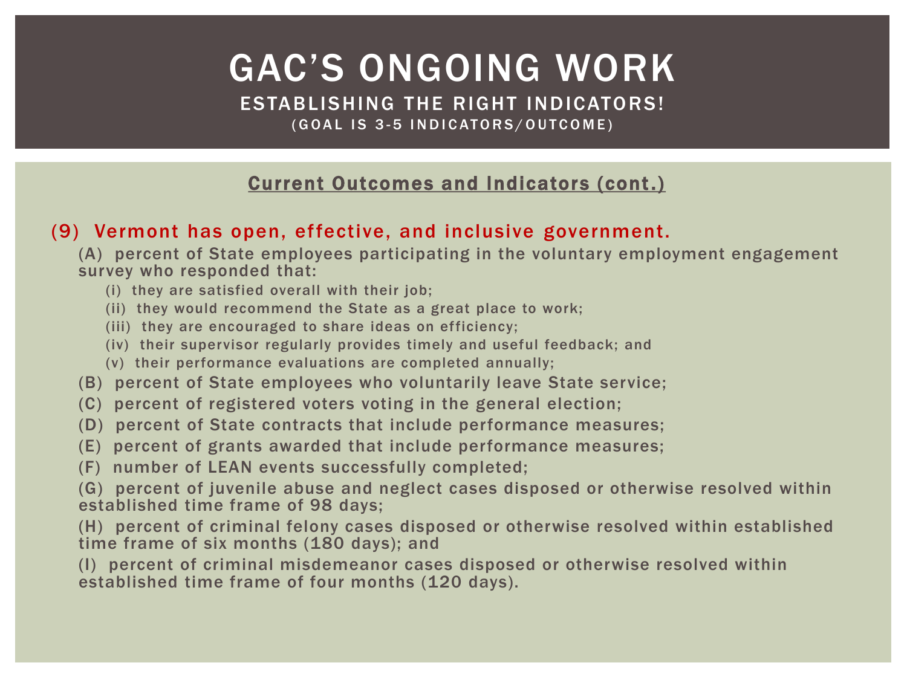# GAC's Ongoing Work

## Establishing the Right Indicators!

(Goal is 3-5 Indicators/Outcome)

**Current Outcomes and Indicators (cont.)**

### (9) Vermont has open, effective, and inclusive government.

(A) percent of State employees participating in the voluntary employment engagement survey who responded that:

- (i) they are satisfied overall with their job;
- (ii) they would recommend the State as a great place to work;
- (iii) they are encouraged to share ideas on efficiency;
- (iv) their supervisor regularly provides timely and useful feedback; and
- (v) their performance evaluations are completed annually;

(B) percent of State employees who voluntarily leave State service;

(C) percent of registered voters voting in the general election;

(D) percent of State contracts that include performance measures;

(E) percent of grants awarded that include performance measures;

(F) number of LEAN events successfully completed;

(G) percent of juvenile abuse and neglect cases disposed or otherwise resolved within established time frame of 98 days;

(H) percent of criminal felony cases disposed or otherwise resolved within established time frame of six months (180 days); and

(I) percent of criminal misdemeanor cases disposed or otherwise resolved within established time frame of four months (120 days).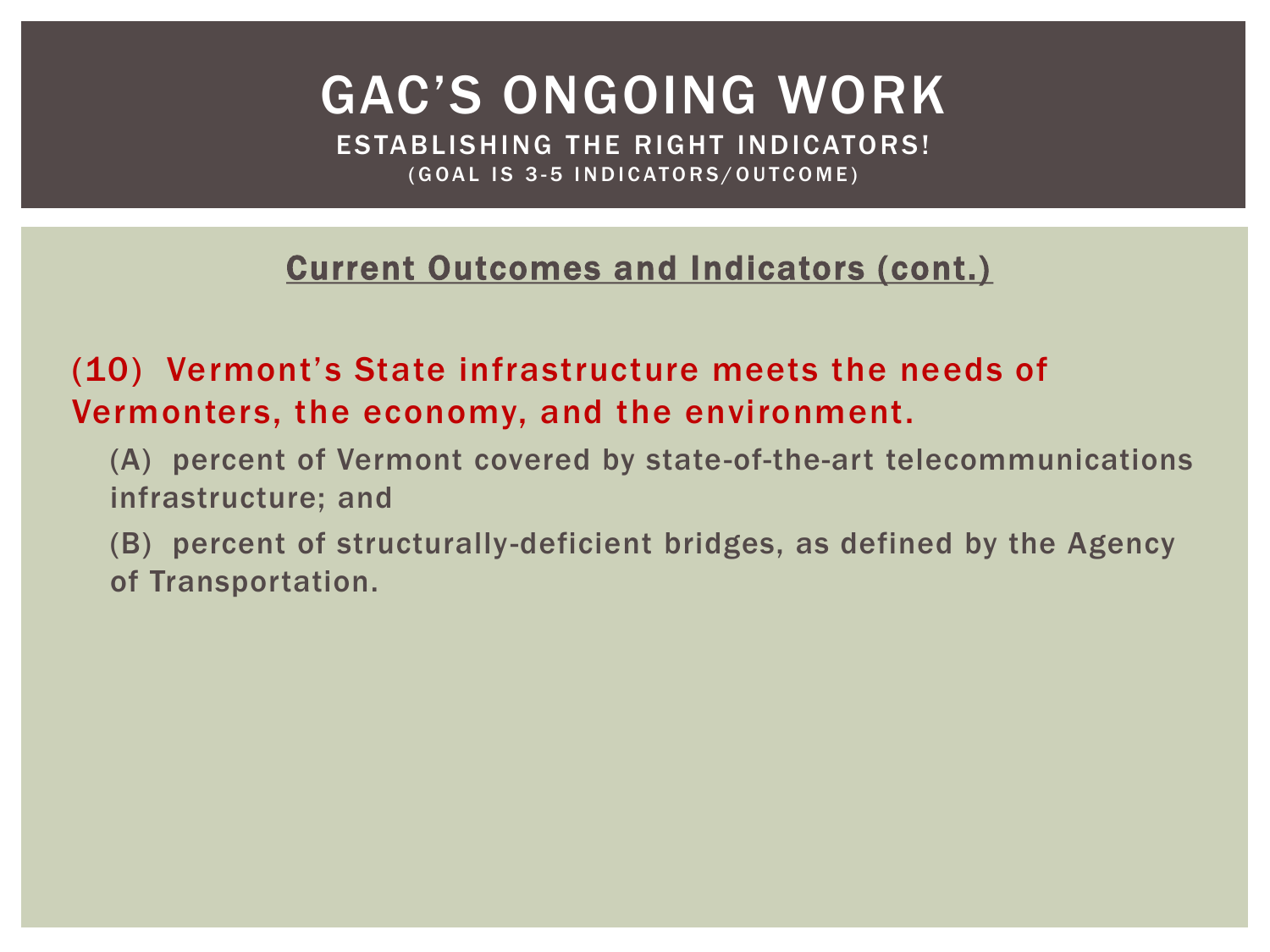# GAC'S ONGOING WORK

## ESTABLISHING THE RIGHT INDICATORS!

(GOAL IS 3-5 INDICATORS/OUTCOME)

**Current Outcomes and Indicators (cont.)**

**(10) Vermont's State infrastructure meets the needs of Vermonters, the economy, and the environment.**

(A) percent of Vermont covered by state-of-the-art telecommunications infrastructure; and

(B) percent of structurally-deficient bridges, as defined by the Agency of Transportation.